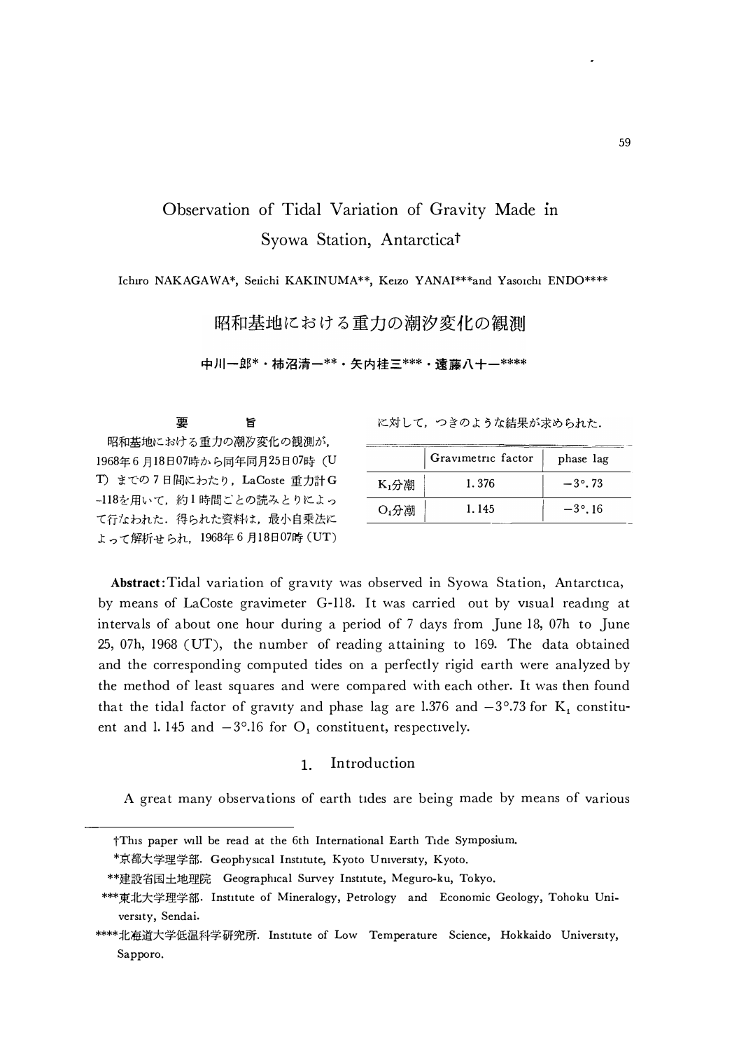# Observation of Tidal Variation of Gravity Made in Syowa Station, Antarctica†

Ichiro NAKAGAWA*, Seiichi KAKINUMA**, Keizo YANAI***and Yasoichi ENDO****

# 昭和基地における重力の潮汐変化の観測

中川一郎*・柿沼清一**・矢内桂三***・遠藤八十一****

## 要旨

昭和基地における重力の潮汐変化の観測が，1968年6月18日07時から同年同月25日07時（UT）までの7日間にわたり，LaCoste 重力計 G-118を用いて，約1時間ごとの読みとりによって行なわれた．得られた資料は，最小自乗法によって解析せられ，1968年6月18日07時（UT）に対して，つぎのような結果が求められた．

| | Gravimetric factor | phase lag |
|---|---|---|
| $K_1$分潮 | 1.376 | $-3°.73$ |
| $O_1$分潮 | 1.145 | $-3°.16$ |

**Abstract**: Tidal variation of gravity was observed in Syowa Station, Antarctica, by means of LaCoste gravimeter G-118. It was carried out by visual reading at intervals of about one hour during a period of 7 days from June 18, 07h to June 25, 07h, 1968 (UT), the number of reading attaining to 169. The data obtained and the corresponding computed tides on a perfectly rigid earth were analyzed by the method of least squares and were compared with each other. It was then found that the tidal factor of gravity and phase lag are 1.376 and $-3°.73$ for $K_1$ constituent and 1.145 and $-3°.16$ for $O_1$ constituent, respectively.

## 1. Introduction

A great many observations of earth tides are being made by means of various

---

†This paper will be read at the 6th International Earth Tide Symposium.

*京都大学理学部. Geophysical Institute, Kyoto University, Kyoto.

**建設省国土地理院 Geographical Survey Institute, Meguro-ku, Tokyo.

***東北大学理学部. Institute of Mineralogy, Petrology and Economic Geology, Tohoku University, Sendai.

****北海道大学低温科学研究所. Institute of Low Temperature Science, Hokkaido University, Sapporo.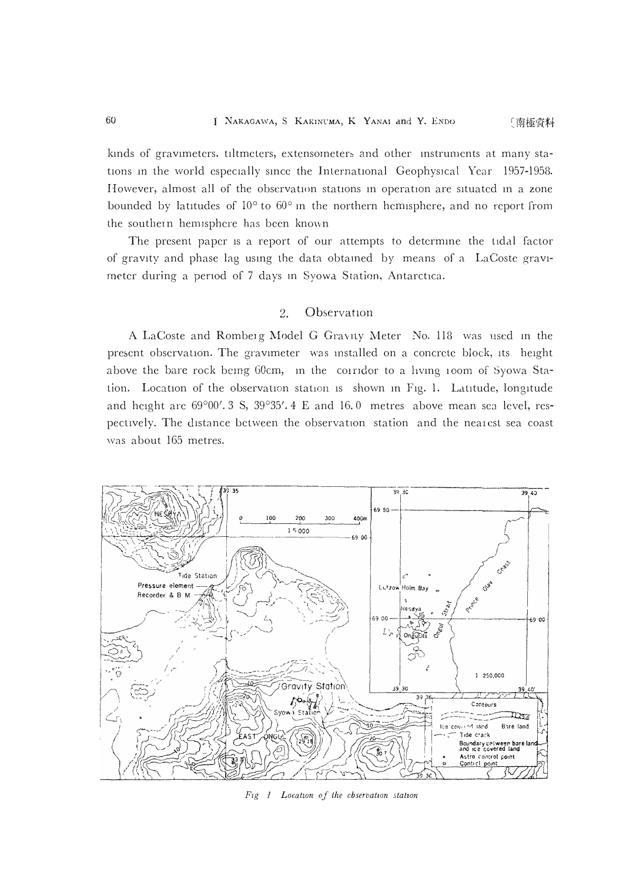kinds of gravimeters, tiltmeters, extensometers and other instruments at many stations in the world especially since the International Geophysical Year 1957-1958. However, almost all of the observation stations in operation are situated in a zone bounded by latitudes of 10° to 60° in the northern hemisphere, and no report from the southern hemisphere has been known.

The present paper is a report of our attempts to determine the tidal factor of gravity and phase lag using the data obtained by means of a LaCoste gravimeter during a period of 7 days in Syowa Station, Antarctica.

## 2. Observation

A LaCoste and Romberg Model G Gravity Meter No. 118 was used in the present observation. The gravimeter was installed on a concrete block, its height above the bare rock being 60cm, in the corridor to a living room of Syowa Station. Location of the observation station is shown in Fig. 1. Latitude, longitude and height are 69°00′.3 S, 39°35′.4 E and 16.0 metres above mean sea level, respectively. The distance between the observation station and the nearest sea coast was about 165 metres.

*Fig. 1 Location of the observation station*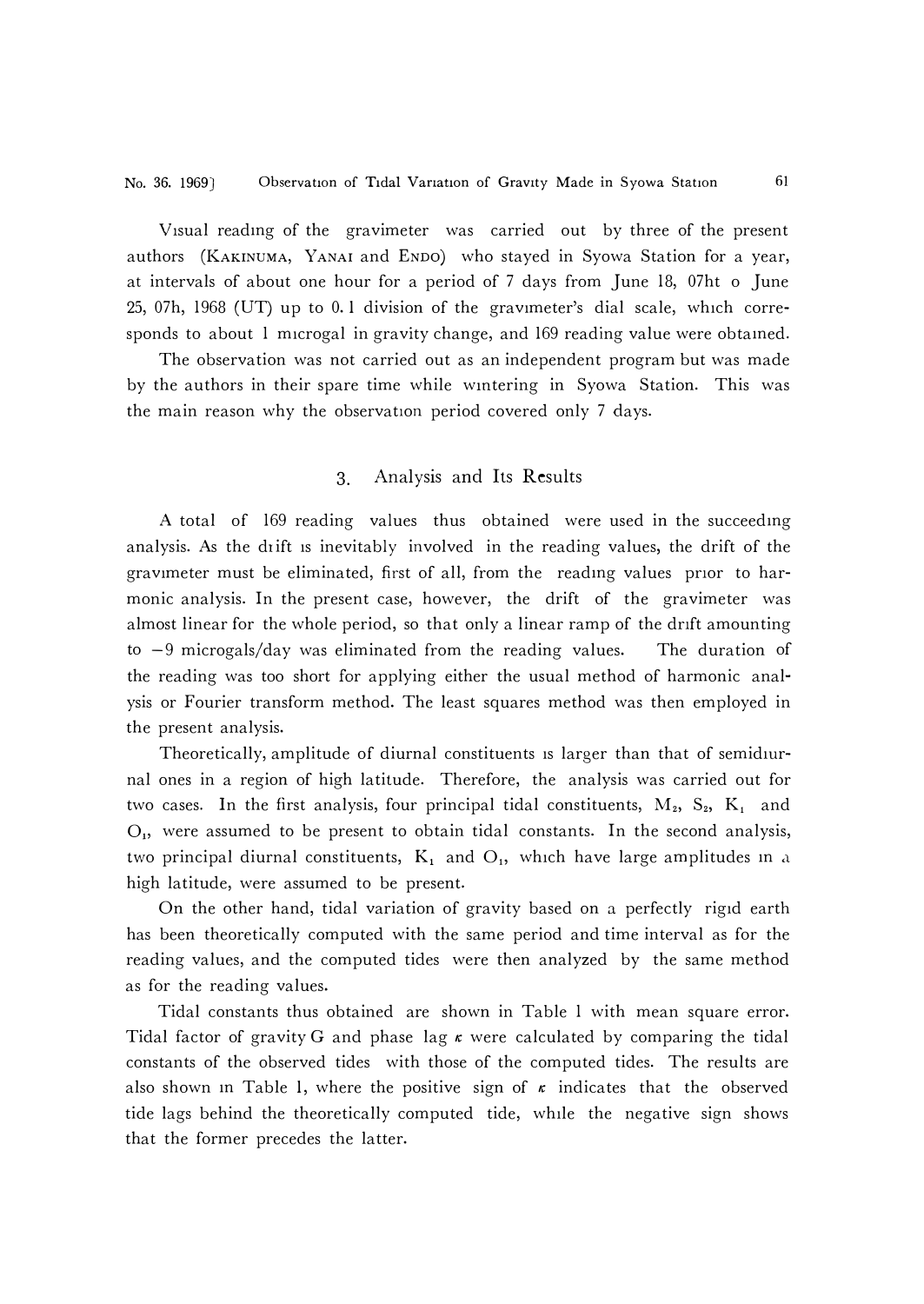Visual reading of the gravimeter was carried out by three of the present authors (KAKINUMA, YANAI and ENDO) who stayed in Syowa Station for a year, at intervals of about one hour for a period of 7 days from June 18, 07ht o June 25, 07h, 1968 (UT) up to 0.1 division of the gravimeter's dial scale, which corresponds to about 1 microgal in gravity change, and 169 reading value were obtained.

The observation was not carried out as an independent program but was made by the authors in their spare time while wintering in Syowa Station. This was the main reason why the observation period covered only 7 days.

## 3. Analysis and Its Results

A total of 169 reading values thus obtained were used in the succeeding analysis. As the drift is inevitably involved in the reading values, the drift of the gravimeter must be eliminated, first of all, from the reading values prior to harmonic analysis. In the present case, however, the drift of the gravimeter was almost linear for the whole period, so that only a linear ramp of the drift amounting to $-9$ microgals/day was eliminated from the reading values. The duration of the reading was too short for applying either the usual method of harmonic analysis or Fourier transform method. The least squares method was then employed in the present analysis.

Theoretically, amplitude of diurnal constituents is larger than that of semidiurnal ones in a region of high latitude. Therefore, the analysis was carried out for two cases. In the first analysis, four principal tidal constituents, $M_2$, $S_2$, $K_1$ and $O_1$, were assumed to be present to obtain tidal constants. In the second analysis, two principal diurnal constituents, $K_1$ and $O_1$, which have large amplitudes in a high latitude, were assumed to be present.

On the other hand, tidal variation of gravity based on a perfectly rigid earth has been theoretically computed with the same period and time interval as for the reading values, and the computed tides were then analyzed by the same method as for the reading values.

Tidal constants thus obtained are shown in Table 1 with mean square error. Tidal factor of gravity G and phase lag $\kappa$ were calculated by comparing the tidal constants of the observed tides with those of the computed tides. The results are also shown in Table 1, where the positive sign of $\kappa$ indicates that the observed tide lags behind the theoretically computed tide, while the negative sign shows that the former precedes the latter.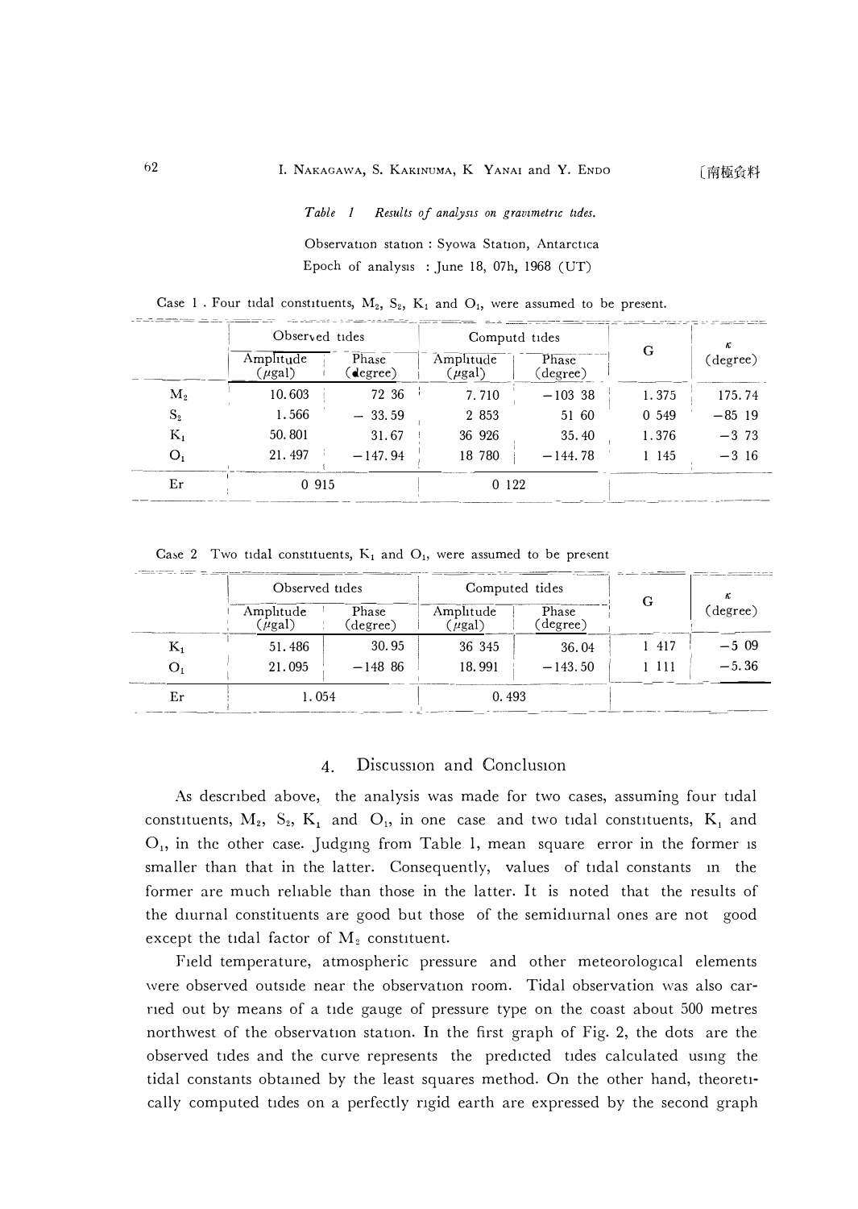*Table 1 Results of analysis on gravimetric tides.*

Observation station : Syowa Station, Antarctica
Epoch of analysis : June 18, 07h, 1968 (UT)

Case 1 . Four tidal constituents, $M_2$, $S_2$, $K_1$ and $O_1$, were assumed to be present.

| | Observed tides | | Computd tides | | G | $\kappa$ (degree) |
|---|---|---|---|---|---|---|
| | Amplitude ($\mu$gal) | Phase (degree) | Amplitude ($\mu$gal) | Phase (degree) | | |
| $M_2$ | 10.603 | 72 36 | 7.710 | −103 38 | 1.375 | 175.74 |
| $S_2$ | 1.566 | − 33.59 | 2 853 | 51 60 | 0 549 | −85 19 |
| $K_1$ | 50.801 | 31.67 | 36 926 | 35.40 | 1.376 | −3 73 |
| $O_1$ | 21.497 | −147.94 | 18 780 | −144.78 | 1 145 | −3 16 |
| Er | 0 915 | | 0 122 | | | |

Case 2 Two tidal constituents, $K_1$ and $O_1$, were assumed to be present

| | Observed tides | | Computed tides | | G | $\kappa$ (degree) |
|---|---|---|---|---|---|---|
| | Amplitude ($\mu$gal) | Phase (degree) | Amplitude ($\mu$gal) | Phase (degree) | | |
| $K_1$ | 51.486 | 30.95 | 36 345 | 36.04 | 1 417 | −5 09 |
| $O_1$ | 21.095 | −148 86 | 18.991 | −143.50 | 1 111 | −5.36 |
| Er | 1.054 | | 0.493 | | | |

## 4. Discussion and Conclusion

As described above, the analysis was made for two cases, assuming four tidal constituents, $M_2$, $S_2$, $K_1$ and $O_1$, in one case and two tidal constituents, $K_1$ and $O_1$, in the other case. Judging from Table 1, mean square error in the former is smaller than that in the latter. Consequently, values of tidal constants in the former are much reliable than those in the latter. It is noted that the results of the diurnal constituents are good but those of the semidiurnal ones are not good except the tidal factor of $M_2$ constituent.

Field temperature, atmospheric pressure and other meteorological elements were observed outside near the observation room. Tidal observation was also carried out by means of a tide gauge of pressure type on the coast about 500 metres northwest of the observation station. In the first graph of Fig. 2, the dots are the observed tides and the curve represents the predicted tides calculated using the tidal constants obtained by the least squares method. On the other hand, theoretically computed tides on a perfectly rigid earth are expressed by the second graph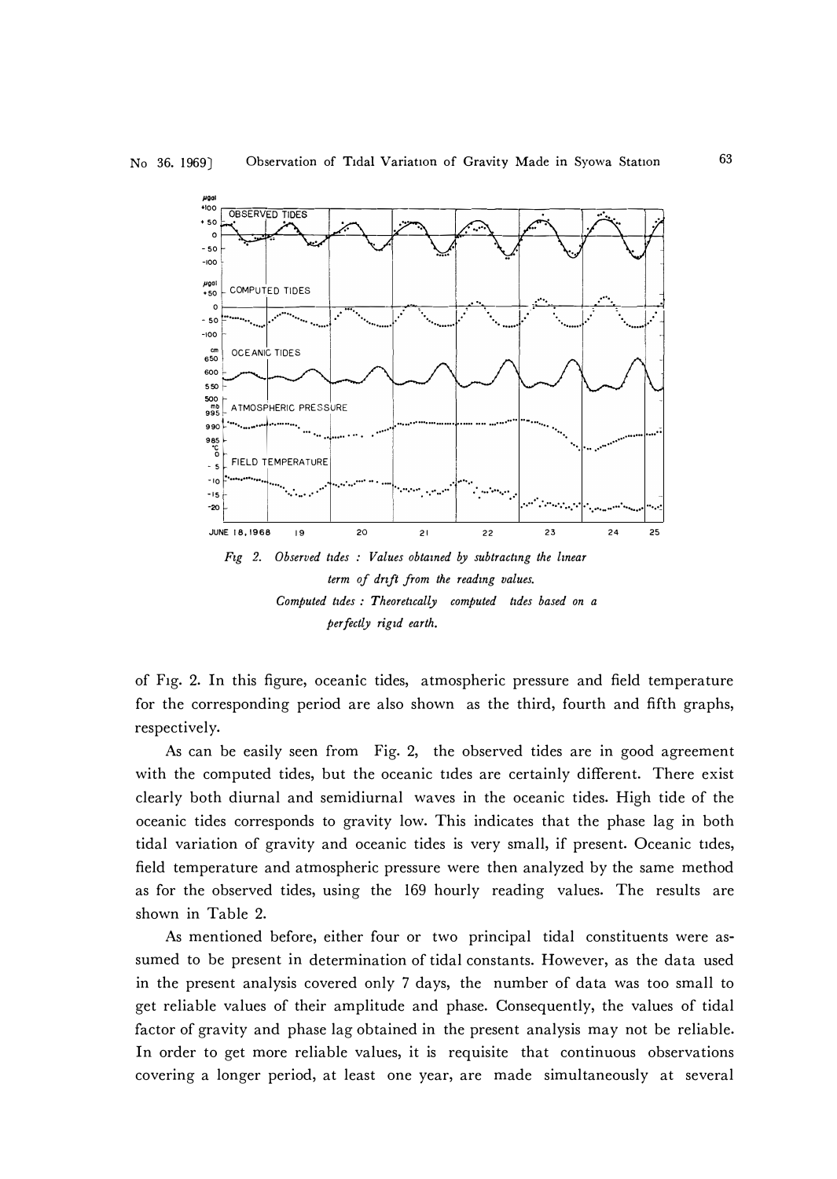*Fig 2. Observed tides : Values obtained by subtracting the linear term of drift from the reading values.*
*Computed tides : Theoretically computed tides based on a perfectly rigid earth.*

of Fig. 2. In this figure, oceanic tides, atmospheric pressure and field temperature for the corresponding period are also shown as the third, fourth and fifth graphs, respectively.

As can be easily seen from Fig. 2, the observed tides are in good agreement with the computed tides, but the oceanic tides are certainly different. There exist clearly both diurnal and semidiurnal waves in the oceanic tides. High tide of the oceanic tides corresponds to gravity low. This indicates that the phase lag in both tidal variation of gravity and oceanic tides is very small, if present. Oceanic tides, field temperature and atmospheric pressure were then analyzed by the same method as for the observed tides, using the 169 hourly reading values. The results are shown in Table 2.

As mentioned before, either four or two principal tidal constituents were assumed to be present in determination of tidal constants. However, as the data used in the present analysis covered only 7 days, the number of data was too small to get reliable values of their amplitude and phase. Consequently, the values of tidal factor of gravity and phase lag obtained in the present analysis may not be reliable. In order to get more reliable values, it is requisite that continuous observations covering a longer period, at least one year, are made simultaneously at several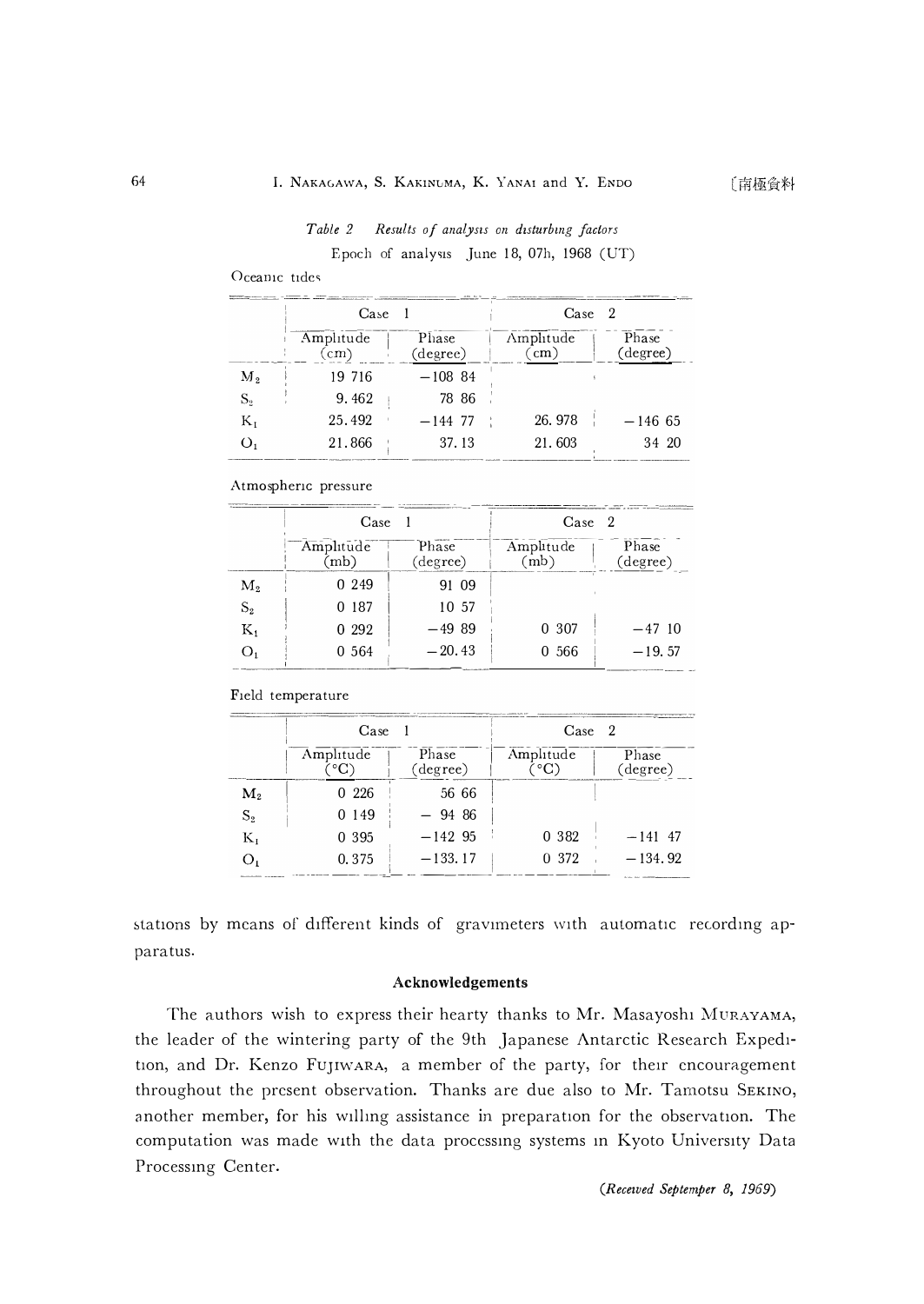*Table 2 Results of analysis on disturbing factors*

Epoch of analysis June 18, 07h, 1968 (UT)

Oceanic tides

| | Case 1 | | Case 2 | |
|---|---|---|---|---|
| | Amplitude (cm) | Phase (degree) | Amplitude (cm) | Phase (degree) |
| $M_2$ | 19.716 | −108.84 | | |
| $S_2$ | 9.462 | 78.86 | | |
| $K_1$ | 25.492 | −144.77 | 26.978 | −146.65 |
| $O_1$ | 21.866 | 37.13 | 21.603 | 34.20 |

Atmospheric pressure

| | Case 1 | | Case 2 | |
|---|---|---|---|---|
| | Amplitude (mb) | Phase (degree) | Amplitude (mb) | Phase (degree) |
| $M_2$ | 0.249 | 91.09 | | |
| $S_2$ | 0.187 | 10.57 | | |
| $K_1$ | 0.292 | −49.89 | 0.307 | −47.10 |
| $O_1$ | 0.564 | −20.43 | 0.566 | −19.57 |

Field temperature

| | Case 1 | | Case 2 | |
|---|---|---|---|---|
| | Amplitude (°C) | Phase (degree) | Amplitude (°C) | Phase (degree) |
| $M_2$ | 0.226 | 56.66 | | |
| $S_2$ | 0.149 | −94.86 | | |
| $K_1$ | 0.395 | −142.95 | 0.382 | −141.47 |
| $O_1$ | 0.375 | −133.17 | 0.372 | −134.92 |

stations by means of different kinds of gravimeters with automatic recording apparatus.

### Acknowledgements

The authors wish to express their hearty thanks to Mr. Masayoshi MURAYAMA, the leader of the wintering party of the 9th Japanese Antarctic Research Expedition, and Dr. Kenzo FUJIWARA, a member of the party, for their encouragement throughout the present observation. Thanks are due also to Mr. Tamotsu SEKINO, another member, for his willing assistance in preparation for the observation. The computation was made with the data processing systems in Kyoto University Data Processing Center.

*(Received September 8, 1969)*